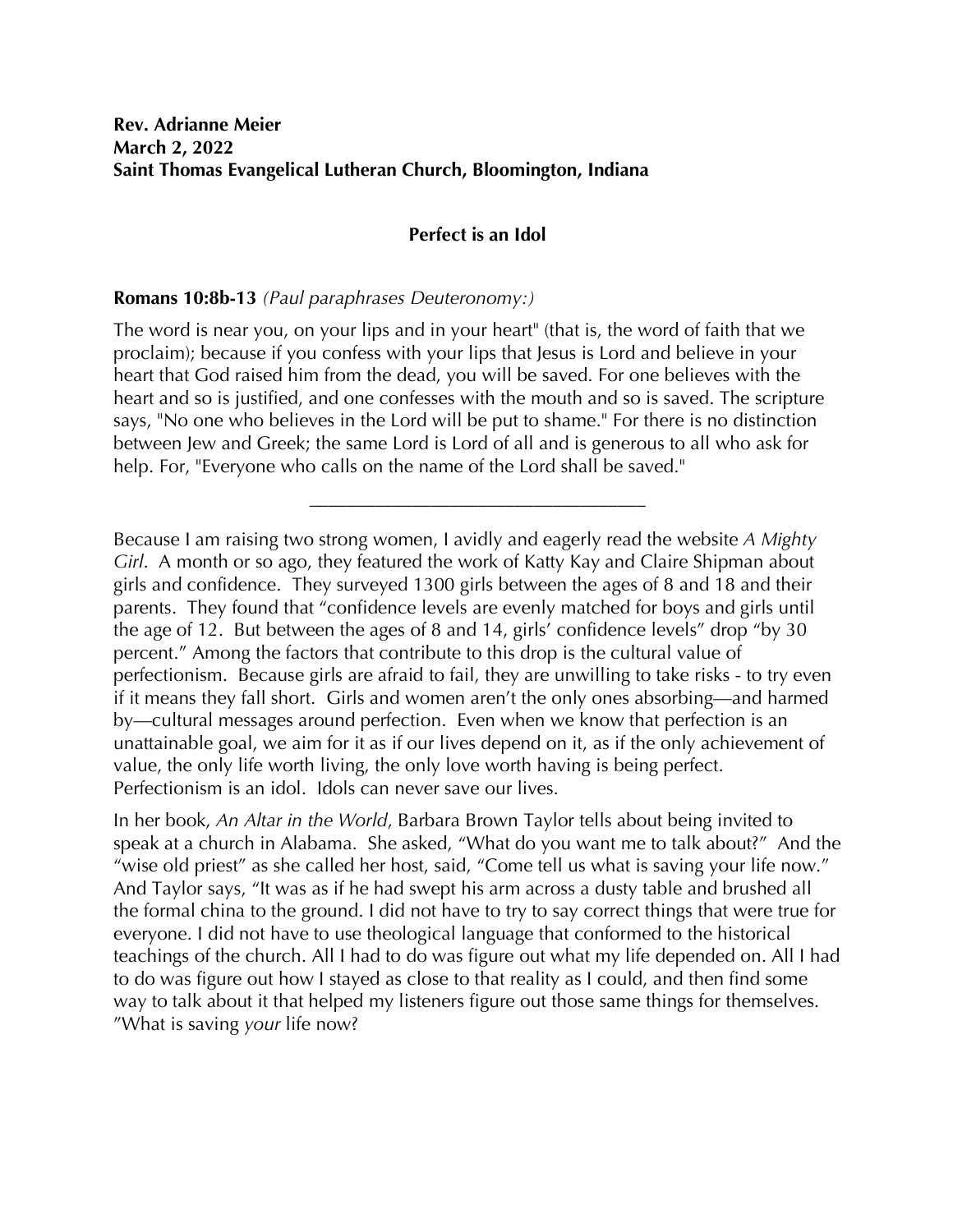**Rev. Adrianne Meier**
**March 2, 2022**
**Saint Thomas Evangelical Lutheran Church, Bloomington, Indiana**

## Perfect is an Idol

**Romans 10:8b-13** *(Paul paraphrases Deuteronomy:)*

The word is near you, on your lips and in your heart" (that is, the word of faith that we proclaim); because if you confess with your lips that Jesus is Lord and believe in your heart that God raised him from the dead, you will be saved. For one believes with the heart and so is justified, and one confesses with the mouth and so is saved. The scripture says, "No one who believes in the Lord will be put to shame." For there is no distinction between Jew and Greek; the same Lord is Lord of all and is generous to all who ask for help. For, "Everyone who calls on the name of the Lord shall be saved."

---

Because I am raising two strong women, I avidly and eagerly read the website *A Mighty Girl*. A month or so ago, they featured the work of Katty Kay and Claire Shipman about girls and confidence. They surveyed 1300 girls between the ages of 8 and 18 and their parents. They found that "confidence levels are evenly matched for boys and girls until the age of 12. But between the ages of 8 and 14, girls' confidence levels" drop "by 30 percent." Among the factors that contribute to this drop is the cultural value of perfectionism. Because girls are afraid to fail, they are unwilling to take risks - to try even if it means they fall short. Girls and women aren't the only ones absorbing—and harmed by—cultural messages around perfection. Even when we know that perfection is an unattainable goal, we aim for it as if our lives depend on it, as if the only achievement of value, the only life worth living, the only love worth having is being perfect. Perfectionism is an idol. Idols can never save our lives.

In her book, *An Altar in the World*, Barbara Brown Taylor tells about being invited to speak at a church in Alabama. She asked, "What do you want me to talk about?" And the "wise old priest" as she called her host, said, "Come tell us what is saving your life now." And Taylor says, "It was as if he had swept his arm across a dusty table and brushed all the formal china to the ground. I did not have to try to say correct things that were true for everyone. I did not have to use theological language that conformed to the historical teachings of the church. All I had to do was figure out what my life depended on. All I had to do was figure out how I stayed as close to that reality as I could, and then find some way to talk about it that helped my listeners figure out those same things for themselves. "What is saving *your* life now?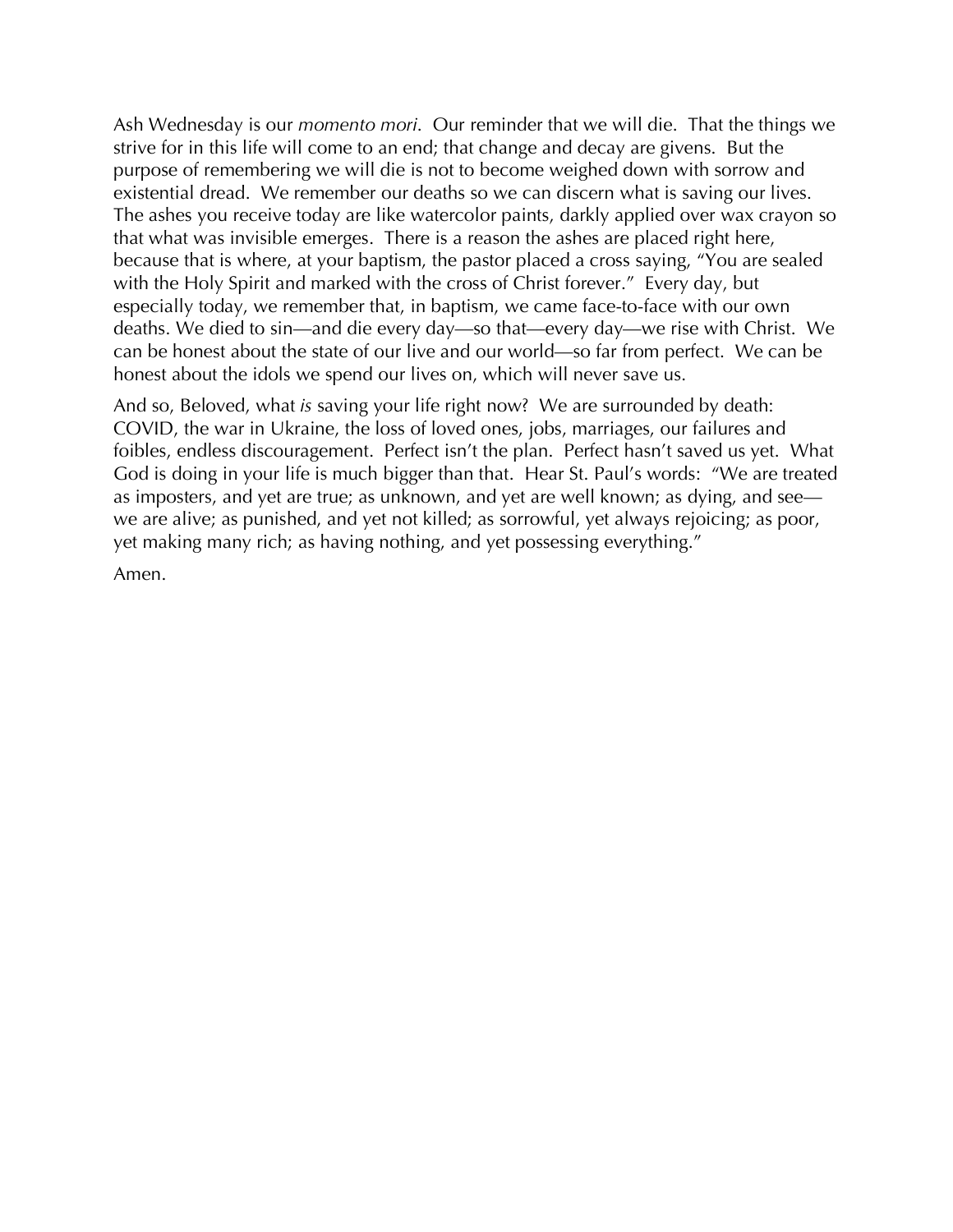Ash Wednesday is our *momento mori*. Our reminder that we will die. That the things we strive for in this life will come to an end; that change and decay are givens. But the purpose of remembering we will die is not to become weighed down with sorrow and existential dread. We remember our deaths so we can discern what is saving our lives. The ashes you receive today are like watercolor paints, darkly applied over wax crayon so that what was invisible emerges. There is a reason the ashes are placed right here, because that is where, at your baptism, the pastor placed a cross saying, "You are sealed with the Holy Spirit and marked with the cross of Christ forever." Every day, but especially today, we remember that, in baptism, we came face-to-face with our own deaths. We died to sin—and die every day—so that—every day—we rise with Christ. We can be honest about the state of our live and our world—so far from perfect. We can be honest about the idols we spend our lives on, which will never save us.

And so, Beloved, what *is* saving your life right now? We are surrounded by death: COVID, the war in Ukraine, the loss of loved ones, jobs, marriages, our failures and foibles, endless discouragement. Perfect isn't the plan. Perfect hasn't saved us yet. What God is doing in your life is much bigger than that. Hear St. Paul's words: "We are treated as imposters, and yet are true; as unknown, and yet are well known; as dying, and see—we are alive; as punished, and yet not killed; as sorrowful, yet always rejoicing; as poor, yet making many rich; as having nothing, and yet possessing everything."

Amen.